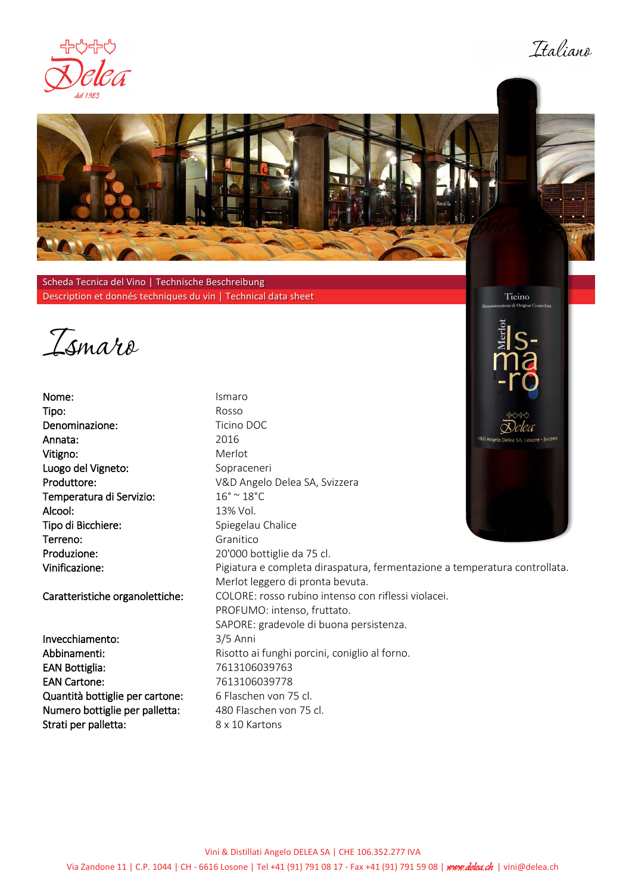Italiano

Scheda Tecnica del Vino | Technische Beschreibung
Description et donnés techniques du vin | Technical data sheet

# Ismaro

| | |
|---|---|
| Nome: | Ismaro |
| Tipo: | Rosso |
| Denominazione: | Ticino DOC |
| Annata: | 2016 |
| Vitigno: | Merlot |
| Luogo del Vigneto: | Sopraceneri |
| Produttore: | V&D Angelo Delea SA, Svizzera |
| Temperatura di Servizio: | 16° ~ 18°C |
| Alcool: | 13% Vol. |
| Tipo di Bicchiere: | Spiegelau Chalice |
| Terreno: | Granitico |
| Produzione: | 20'000 bottiglie da 75 cl. |
| Vinificazione: | Pigiatura e completa diraspatura, fermentazione a temperatura controllata. Merlot leggero di pronta bevuta. |
| Caratteristiche organolettiche: | COLORE: rosso rubino intenso con riflessi violacei. PROFUMO: intenso, fruttato. SAPORE: gradevole di buona persistenza. |
| Invecchiamento: | 3/5 Anni |
| Abbinamenti: | Risotto ai funghi porcini, coniglio al forno. |
| EAN Bottiglia: | 7613106039763 |
| EAN Cartone: | 7613106039778 |
| Quantità bottiglie per cartone: | 6 Flaschen von 75 cl. |
| Numero bottiglie per palletta: | 480 Flaschen von 75 cl. |
| Strati per palletta: | 8 x 10 Kartons |

Vini & Distillati Angelo DELEA SA | CHE 106.352.277 IVA
Via Zandone 11 | C.P. 1044 | CH - 6616 Losone | Tel +41 (91) 791 08 17 - Fax +41 (91) 791 59 08 | www.delea.ch | vini@delea.ch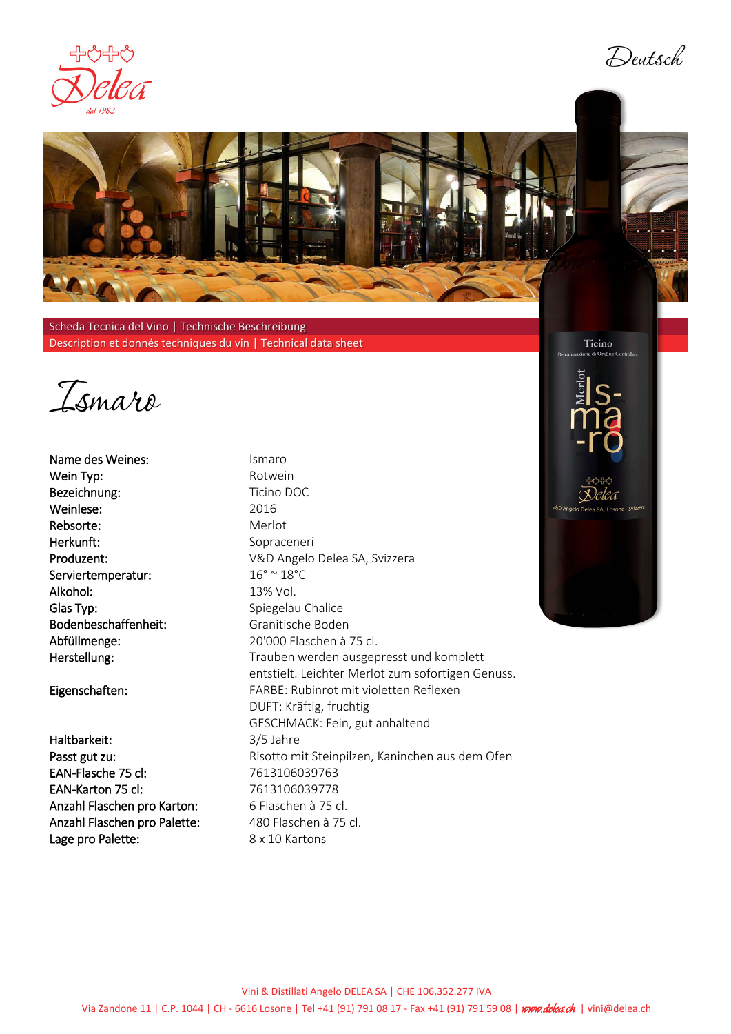Deutsch

Scheda Tecnica del Vino | Technische Beschreibung
Description et donnés techniques du vin | Technical data sheet

# Ismaro

| | |
|---|---|
| Name des Weines: | Ismaro |
| Wein Typ: | Rotwein |
| Bezeichnung: | Ticino DOC |
| Weinlese: | 2016 |
| Rebsorte: | Merlot |
| Herkunft: | Sopraceneri |
| Produzent: | V&D Angelo Delea SA, Svizzera |
| Serviertemperatur: | 16° ~ 18°C |
| Alkohol: | 13% Vol. |
| Glas Typ: | Spiegelau Chalice |
| Bodenbeschaffenheit: | Granitische Boden |
| Abfüllmenge: | 20'000 Flaschen à 75 cl. |
| Herstellung: | Trauben werden ausgepresst und komplett entstielt. Leichter Merlot zum sofortigen Genuss. |
| Eigenschaften: | FARBE: Rubinrot mit violetten Reflexen<br>DUFT: Kräftig, fruchtig<br>GESCHMACK: Fein, gut anhaltend |
| Haltbarkeit: | 3/5 Jahre |
| Passt gut zu: | Risotto mit Steinpilzen, Kaninchen aus dem Ofen |
| EAN-Flasche 75 cl: | 7613106039763 |
| EAN-Karton 75 cl: | 7613106039778 |
| Anzahl Flaschen pro Karton: | 6 Flaschen à 75 cl. |
| Anzahl Flaschen pro Palette: | 480 Flaschen à 75 cl. |
| Lage pro Palette: | 8 x 10 Kartons |

Vini & Distillati Angelo DELEA SA | CHE 106.352.277 IVA
Via Zandone 11 | C.P. 1044 | CH - 6616 Losone | Tel +41 (91) 791 08 17 - Fax +41 (91) 791 59 08 | www.delea.ch | vini@delea.ch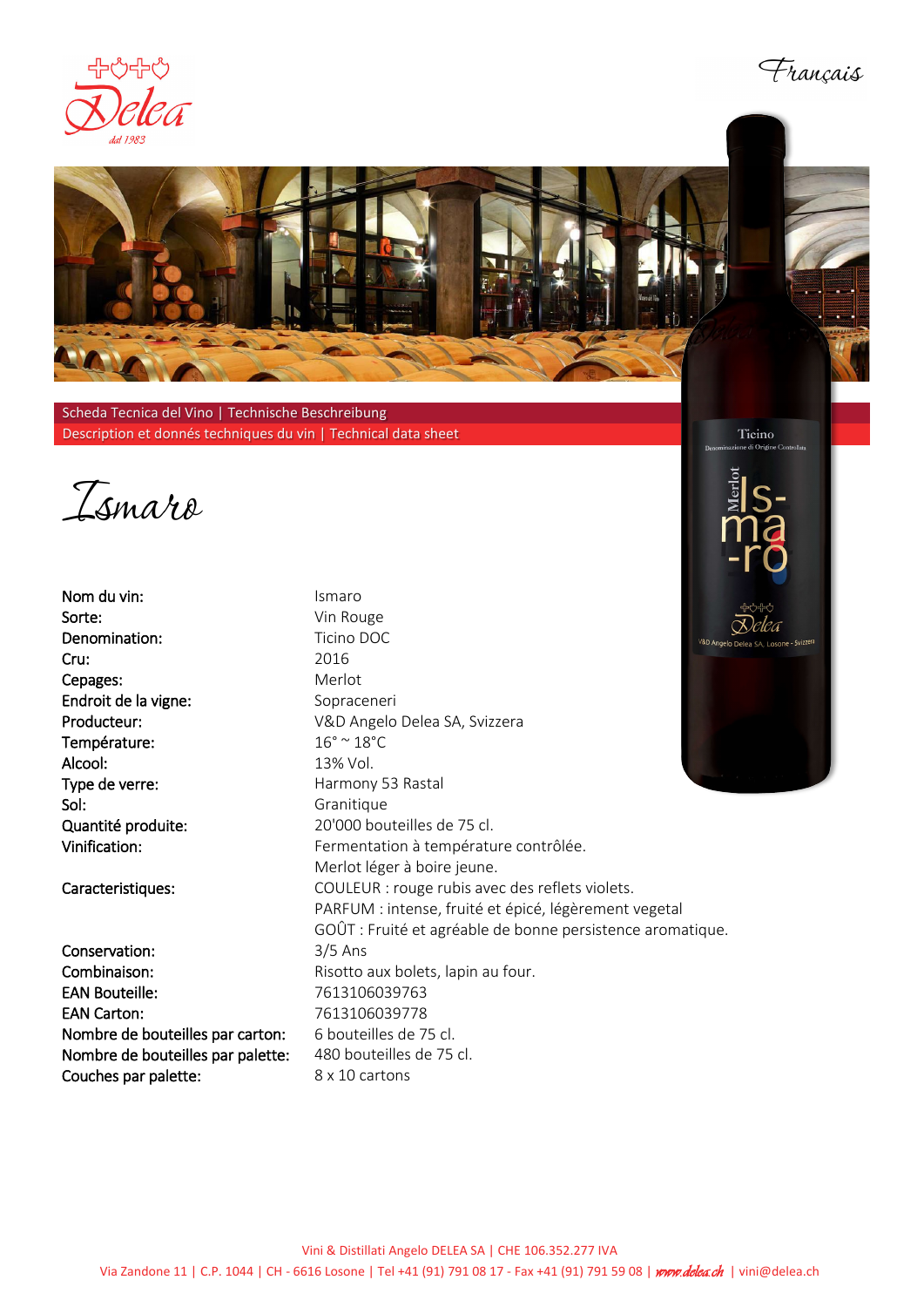Français

Scheda Tecnica del Vino | Technische Beschreibung
Description et donnés techniques du vin | Technical data sheet

# Ismaro

| | |
|---|---|
| Nom du vin: | Ismaro |
| Sorte: | Vin Rouge |
| Denomination: | Ticino DOC |
| Cru: | 2016 |
| Cepages: | Merlot |
| Endroit de la vigne: | Sopraceneri |
| Producteur: | V&D Angelo Delea SA, Svizzera |
| Température: | 16° ~ 18°C |
| Alcool: | 13% Vol. |
| Type de verre: | Harmony 53 Rastal |
| Sol: | Granitique |
| Quantité produite: | 20'000 bouteilles de 75 cl. |
| Vinification: | Fermentation à température contrôlée. Merlot léger à boire jeune. |
| Caracteristiques: | COULEUR : rouge rubis avec des reflets violets. PARFUM : intense, fruité et épicé, légèrement vegetal GOÛT : Fruité et agréable de bonne persistence aromatique. |
| Conservation: | 3/5 Ans |
| Combinaison: | Risotto aux bolets, lapin au four. |
| EAN Bouteille: | 7613106039763 |
| EAN Carton: | 7613106039778 |
| Nombre de bouteilles par carton: | 6 bouteilles de 75 cl. |
| Nombre de bouteilles par palette: | 480 bouteilles de 75 cl. |
| Couches par palette: | 8 x 10 cartons |

Vini & Distillati Angelo DELEA SA | CHE 106.352.277 IVA
Via Zandone 11 | C.P. 1044 | CH - 6616 Losone | Tel +41 (91) 791 08 17 - Fax +41 (91) 791 59 08 | www.delea.ch | vini@delea.ch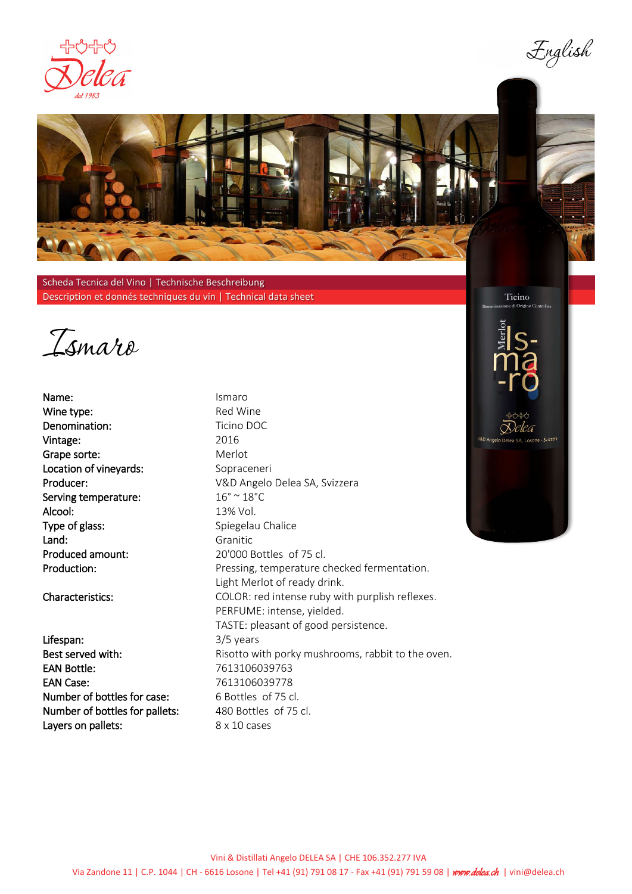English

Scheda Tecnica del Vino | Technische Beschreibung

Description et donnés techniques du vin | Technical data sheet

# Ismaro

| | |
|---|---|
| Name: | Ismaro |
| Wine type: | Red Wine |
| Denomination: | Ticino DOC |
| Vintage: | 2016 |
| Grape sorte: | Merlot |
| Location of vineyards: | Sopraceneri |
| Producer: | V&D Angelo Delea SA, Svizzera |
| Serving temperature: | 16° ~ 18°C |
| Alcool: | 13% Vol. |
| Type of glass: | Spiegelau Chalice |
| Land: | Granitic |
| Produced amount: | 20'000 Bottles of 75 cl. |
| Production: | Pressing, temperature checked fermentation. Light Merlot of ready drink. |
| Characteristics: | COLOR: red intense ruby with purplish reflexes. PERFUME: intense, yielded. TASTE: pleasant of good persistence. |
| Lifespan: | 3/5 years |
| Best served with: | Risotto with porky mushrooms, rabbit to the oven. |
| EAN Bottle: | 7613106039763 |
| EAN Case: | 7613106039778 |
| Number of bottles for case: | 6 Bottles of 75 cl. |
| Number of bottles for pallets: | 480 Bottles of 75 cl. |
| Layers on pallets: | 8 x 10 cases |

Vini & Distillati Angelo DELEA SA | CHE 106.352.277 IVA

Via Zandone 11 | C.P. 1044 | CH - 6616 Losone | Tel +41 (91) 791 08 17 - Fax +41 (91) 791 59 08 | www.delea.ch | vini@delea.ch